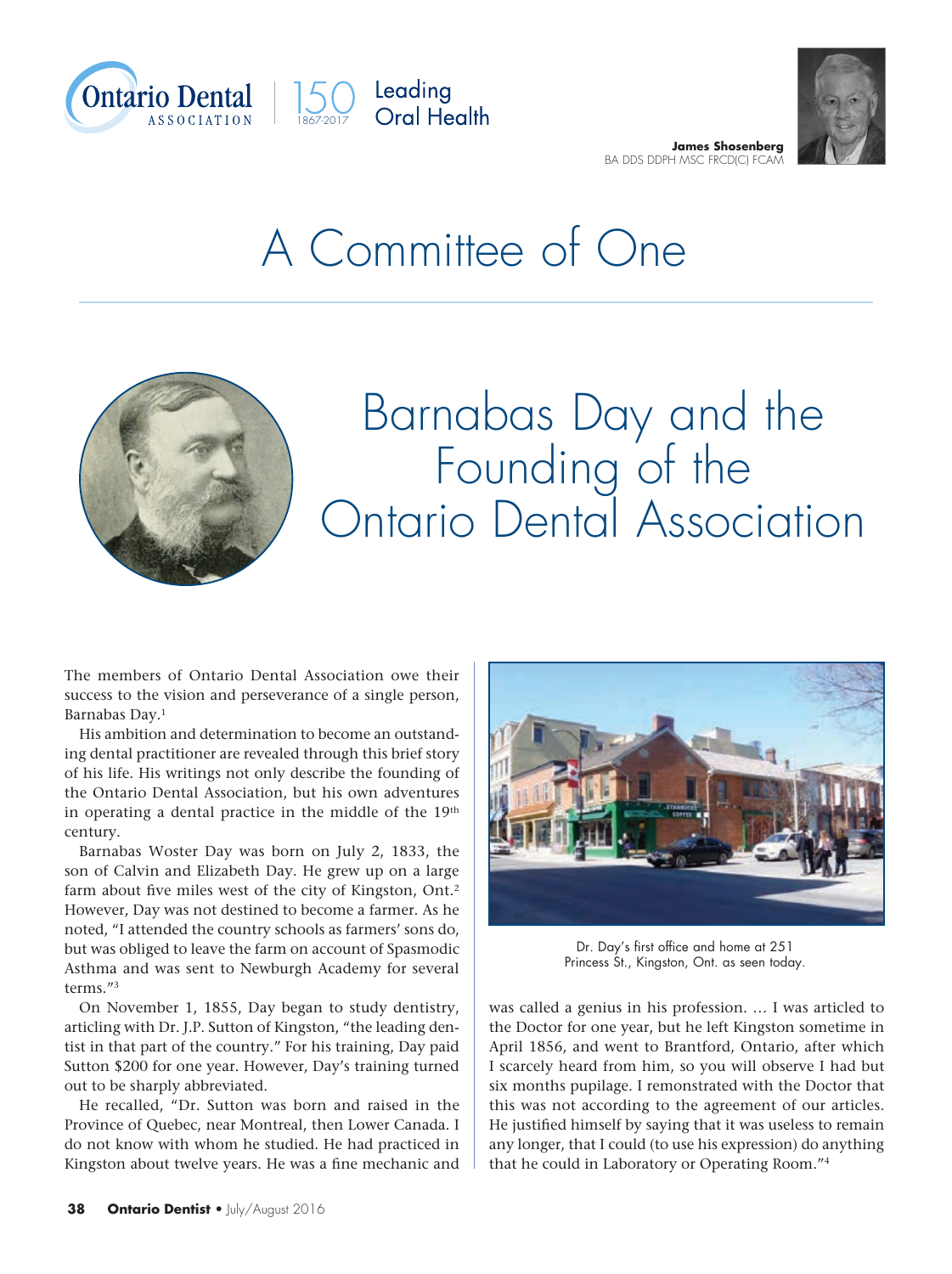James Shosenberg
BA DDS DDPH MSC FRCD(C) FCAM

# A Committee of One

## Barnabas Day and the Founding of the Ontario Dental Association

The members of Ontario Dental Association owe their success to the vision and perseverance of a single person, Barnabas Day.[1]

His ambition and determination to become an outstanding dental practitioner are revealed through this brief story of his life. His writings not only describe the founding of the Ontario Dental Association, but his own adventures in operating a dental practice in the middle of the 19th century.

Barnabas Woster Day was born on July 2, 1833, the son of Calvin and Elizabeth Day. He grew up on a large farm about five miles west of the city of Kingston, Ont.[2] However, Day was not destined to become a farmer. As he noted, "I attended the country schools as farmers' sons do, but was obliged to leave the farm on account of Spasmodic Asthma and was sent to Newburgh Academy for several terms."[3]

On November 1, 1855, Day began to study dentistry, articling with Dr. J.P. Sutton of Kingston, "the leading dentist in that part of the country." For his training, Day paid Sutton $200 for one year. However, Day's training turned out to be sharply abbreviated.

He recalled, "Dr. Sutton was born and raised in the Province of Quebec, near Montreal, then Lower Canada. I do not know with whom he studied. He had practiced in Kingston about twelve years. He was a fine mechanic and was called a genius in his profession. … I was articled to the Doctor for one year, but he left Kingston sometime in April 1856, and went to Brantford, Ontario, after which I scarcely heard from him, so you will observe I had but six months pupilage. I remonstrated with the Doctor that this was not according to the agreement of our articles. He justified himself by saying that it was useless to remain any longer, that I could (to use his expression) do anything that he could in Laboratory or Operating Room."[4]

Dr. Day's first office and home at 251 Princess St., Kingston, Ont. as seen today.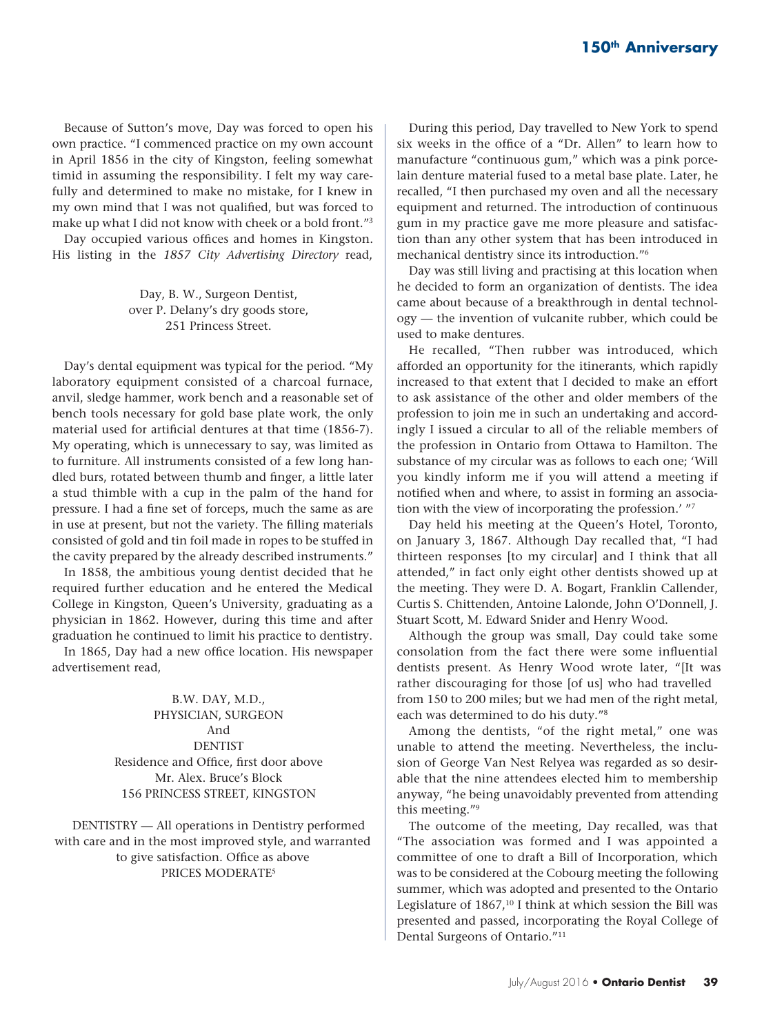Because of Sutton's move, Day was forced to open his own practice. "I commenced practice on my own account in April 1856 in the city of Kingston, feeling somewhat timid in assuming the responsibility. I felt my way carefully and determined to make no mistake, for I knew in my own mind that I was not qualified, but was forced to make up what I did not know with cheek or a bold front."[3]

Day occupied various offices and homes in Kingston. His listing in the *1857 City Advertising Directory* read,

> Day, B. W., Surgeon Dentist,
> over P. Delany's dry goods store,
> 251 Princess Street.

Day's dental equipment was typical for the period. "My laboratory equipment consisted of a charcoal furnace, anvil, sledge hammer, work bench and a reasonable set of bench tools necessary for gold base plate work, the only material used for artificial dentures at that time (1856-7). My operating, which is unnecessary to say, was limited as to furniture. All instruments consisted of a few long handled burs, rotated between thumb and finger, a little later a stud thimble with a cup in the palm of the hand for pressure. I had a fine set of forceps, much the same as are in use at present, but not the variety. The filling materials consisted of gold and tin foil made in ropes to be stuffed in the cavity prepared by the already described instruments."

In 1858, the ambitious young dentist decided that he required further education and he entered the Medical College in Kingston, Queen's University, graduating as a physician in 1862. However, during this time and after graduation he continued to limit his practice to dentistry.

In 1865, Day had a new office location. His newspaper advertisement read,

> B.W. DAY, M.D.,
> PHYSICIAN, SURGEON
> And
> DENTIST
> Residence and Office, first door above
> Mr. Alex. Bruce's Block
> 156 PRINCESS STREET, KINGSTON
>
> DENTISTRY — All operations in Dentistry performed with care and in the most improved style, and warranted to give satisfaction. Office as above
> PRICES MODERATE[5]

During this period, Day travelled to New York to spend six weeks in the office of a "Dr. Allen" to learn how to manufacture "continuous gum," which was a pink porcelain denture material fused to a metal base plate. Later, he recalled, "I then purchased my oven and all the necessary equipment and returned. The introduction of continuous gum in my practice gave me more pleasure and satisfaction than any other system that has been introduced in mechanical dentistry since its introduction."[6]

Day was still living and practising at this location when he decided to form an organization of dentists. The idea came about because of a breakthrough in dental technology — the invention of vulcanite rubber, which could be used to make dentures.

He recalled, "Then rubber was introduced, which afforded an opportunity for the itinerants, which rapidly increased to that extent that I decided to make an effort to ask assistance of the other and older members of the profession to join me in such an undertaking and accordingly I issued a circular to all of the reliable members of the profession in Ontario from Ottawa to Hamilton. The substance of my circular was as follows to each one; 'Will you kindly inform me if you will attend a meeting if notified when and where, to assist in forming an association with the view of incorporating the profession.' "[7]

Day held his meeting at the Queen's Hotel, Toronto, on January 3, 1867. Although Day recalled that, "I had thirteen responses [to my circular] and I think that all attended," in fact only eight other dentists showed up at the meeting. They were D. A. Bogart, Franklin Callender, Curtis S. Chittenden, Antoine Lalonde, John O'Donnell, J. Stuart Scott, M. Edward Snider and Henry Wood.

Although the group was small, Day could take some consolation from the fact there were some influential dentists present. As Henry Wood wrote later, "[It was rather discouraging for those [of us] who had travelled from 150 to 200 miles; but we had men of the right metal, each was determined to do his duty."[8]

Among the dentists, "of the right metal," one was unable to attend the meeting. Nevertheless, the inclusion of George Van Nest Relyea was regarded as so desirable that the nine attendees elected him to membership anyway, "he being unavoidably prevented from attending this meeting."[9]

The outcome of the meeting, Day recalled, was that "The association was formed and I was appointed a committee of one to draft a Bill of Incorporation, which was to be considered at the Cobourg meeting the following summer, which was adopted and presented to the Ontario Legislature of 1867,[10] I think at which session the Bill was presented and passed, incorporating the Royal College of Dental Surgeons of Ontario."[11]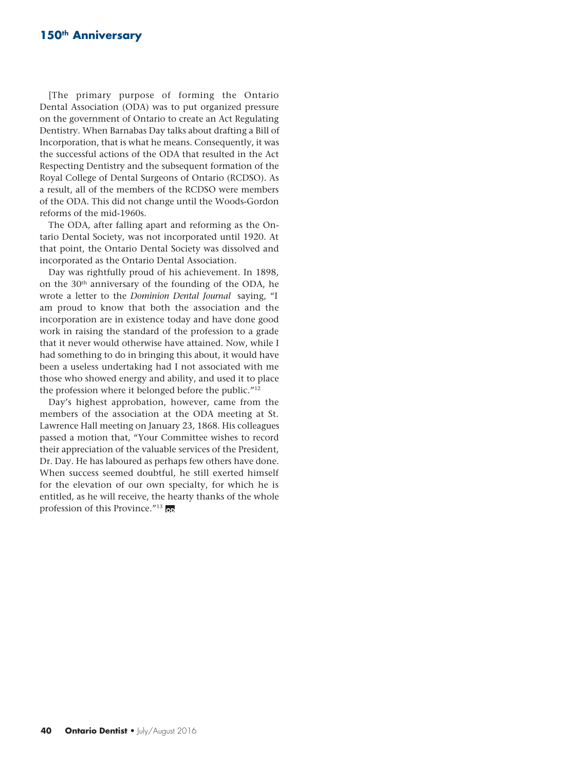[The primary purpose of forming the Ontario Dental Association (ODA) was to put organized pressure on the government of Ontario to create an Act Regulating Dentistry. When Barnabas Day talks about drafting a Bill of Incorporation, that is what he means. Consequently, it was the successful actions of the ODA that resulted in the Act Respecting Dentistry and the subsequent formation of the Royal College of Dental Surgeons of Ontario (RCDSO). As a result, all of the members of the RCDSO were members of the ODA. This did not change until the Woods-Gordon reforms of the mid-1960s.

The ODA, after falling apart and reforming as the Ontario Dental Society, was not incorporated until 1920. At that point, the Ontario Dental Society was dissolved and incorporated as the Ontario Dental Association.

Day was rightfully proud of his achievement. In 1898, on the 30th anniversary of the founding of the ODA, he wrote a letter to the *Dominion Dental Journal* saying, "I am proud to know that both the association and the incorporation are in existence today and have done good work in raising the standard of the profession to a grade that it never would otherwise have attained. Now, while I had something to do in bringing this about, it would have been a useless undertaking had I not associated with me those who showed energy and ability, and used it to place the profession where it belonged before the public."[12]

Day's highest approbation, however, came from the members of the association at the ODA meeting at St. Lawrence Hall meeting on January 23, 1868. His colleagues passed a motion that, "Your Committee wishes to record their appreciation of the valuable services of the President, Dr. Day. He has laboured as perhaps few others have done. When success seemed doubtful, he still exerted himself for the elevation of our own specialty, for which he is entitled, as he will receive, the hearty thanks of the whole profession of this Province."[13]